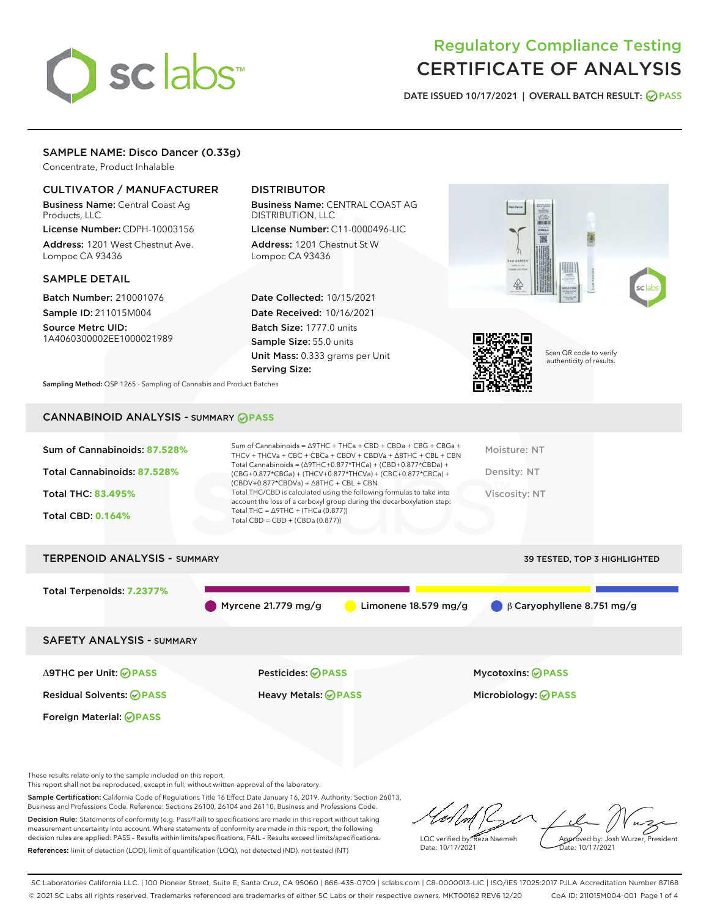# Regulatory Compliance Testing
# CERTIFICATE OF ANALYSIS

DATE ISSUED 10/17/2021 | OVERALL BATCH RESULT: PASS

## SAMPLE NAME: Disco Dancer (0.33g)

Concentrate, Product Inhalable

### CULTIVATOR / MANUFACTURER

**Business Name:** Central Coast Ag Products, LLC

**License Number:** CDPH-10003156

**Address:** 1201 West Chestnut Ave. Lompoc CA 93436

### DISTRIBUTOR

**Business Name:** CENTRAL COAST AG DISTRIBUTION, LLC

**License Number:** C11-0000496-LIC

**Address:** 1201 Chestnut St W Lompoc CA 93436

### SAMPLE DETAIL

**Batch Number:** 210001076

**Sample ID:** 211015M004

**Source Metrc UID:** 1A4060300002EE1000021989

**Date Collected:** 10/15/2021

**Date Received:** 10/16/2021

**Batch Size:** 1777.0 units

**Sample Size:** 55.0 units

**Unit Mass:** 0.333 grams per Unit

**Serving Size:**

Scan QR code to verify authenticity of results.

**Sampling Method:** QSP 1265 - Sampling of Cannabis and Product Batches

## CANNABINOID ANALYSIS - SUMMARY PASS

Sum of Cannabinoids: **87.528%**

Total Cannabinoids: **87.528%**

Total THC: **83.495%**

Total CBD: **0.164%**

Sum of Cannabinoids = Δ9THC + THCa + CBD + CBDa + CBG + CBGa + THCV + THCVa + CBC + CBCa + CBDV + CBDVa + Δ8THC + CBL + CBN

Total Cannabinoids = (Δ9THC+0.877*THCa) + (CBD+0.877*CBDa) + (CBG+0.877*CBGa) + (THCV+0.877*THCVa) + (CBC+0.877*CBCa) + (CBDV+0.877*CBDVa) + Δ8THC + CBL + CBN

Total THC/CBD is calculated using the following formulas to take into account the loss of a carboxyl group during the decarboxylation step:

Total THC = Δ9THC + (THCa (0.877))

Total CBD = CBD + (CBDa (0.877))

Moisture: NT

Density: NT

Viscosity: NT

## TERPENOID ANALYSIS - SUMMARY

39 TESTED, TOP 3 HIGHLIGHTED

Total Terpenoids: **7.2377%**

Myrcene 21.779 mg/g | Limonene 18.579 mg/g | β Caryophyllene 8.751 mg/g

## SAFETY ANALYSIS - SUMMARY

| | | |
|---|---|---|
| Δ9THC per Unit: PASS | Pesticides: PASS | Mycotoxins: PASS |
| Residual Solvents: PASS | Heavy Metals: PASS | Microbiology: PASS |
| Foreign Material: PASS | | |

These results relate only to the sample included on this report.
This report shall not be reproduced, except in full, without written approval of the laboratory.

**Sample Certification:** California Code of Regulations Title 16 Effect Date January 16, 2019. Authority: Section 26013, Business and Professions Code. Reference: Sections 26100, 26104 and 26110, Business and Professions Code.

**Decision Rule:** Statements of conformity (e.g. Pass/Fail) to specifications are made in this report without taking measurement uncertainty into account. Where statements of conformity are made in this report, the following decision rules are applied: PASS – Results within limits/specifications, FAIL – Results exceed limits/specifications.

**References:** limit of detection (LOD), limit of quantification (LOQ), not detected (ND), not tested (NT)

LQC verified by: Reza Naemeh
Date: 10/17/2021

Approved by: Josh Wurzer, President
Date: 10/17/2021

SC Laboratories California LLC. | 100 Pioneer Street, Suite E, Santa Cruz, CA 95060 | 866-435-0709 | sclabs.com | C8-0000013-LIC | ISO/IES 17025:2017 PJLA Accreditation Number 87168
© 2021 SC Labs all rights reserved. Trademarks referenced are trademarks of either SC Labs or their respective owners. MKT00162 REV6 12/20 CoA ID: 211015M004-001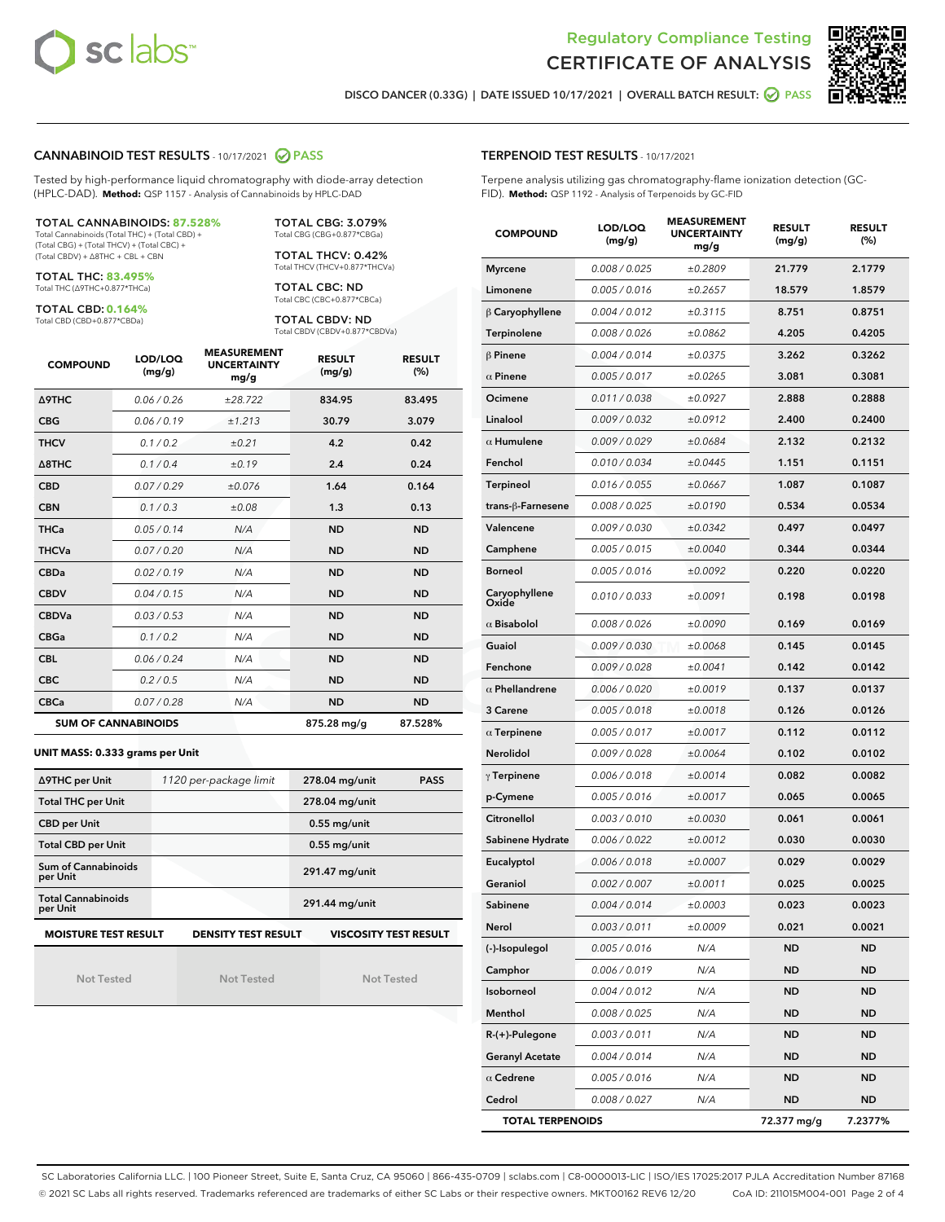Regulatory Compliance Testing
# CERTIFICATE OF ANALYSIS

DISCO DANCER (0.33G) | DATE ISSUED 10/17/2021 | OVERALL BATCH RESULT: PASS

## CANNABINOID TEST RESULTS - 10/17/2021 PASS

Tested by high-performance liquid chromatography with diode-array detection (HPLC-DAD). **Method:** QSP 1157 - Analysis of Cannabinoids by HPLC-DAD

**TOTAL CANNABINOIDS: 87.528%**
Total Cannabinoids (Total THC) + (Total CBD) + (Total CBG) + (Total THCV) + (Total CBC) + (Total CBDV) + Δ8THC + CBL + CBN

**TOTAL THC: 83.495%**
Total THC (Δ9THC+0.877*THCa)

**TOTAL CBD: 0.164%**
Total CBD (CBD+0.877*CBDa)

**TOTAL CBG: 3.079%**
Total CBG (CBG+0.877*CBGa)

**TOTAL THCV: 0.42%**
Total THCV (THCV+0.877*THCVa)

**TOTAL CBC: ND**
Total CBC (CBC+0.877*CBCa)

**TOTAL CBDV: ND**
Total CBDV (CBDV+0.877*CBDVa)

| COMPOUND | LOD/LOQ (mg/g) | MEASUREMENT UNCERTAINTY mg/g | RESULT (mg/g) | RESULT (%) |
|---|---|---|---|---|
| Δ9THC | 0.06 / 0.26 | ±28.722 | 834.95 | 83.495 |
| CBG | 0.06 / 0.19 | ±1.213 | 30.79 | 3.079 |
| THCV | 0.1 / 0.2 | ±0.21 | 4.2 | 0.42 |
| Δ8THC | 0.1 / 0.4 | ±0.19 | 2.4 | 0.24 |
| CBD | 0.07 / 0.29 | ±0.076 | 1.64 | 0.164 |
| CBN | 0.1 / 0.3 | ±0.08 | 1.3 | 0.13 |
| THCa | 0.05 / 0.14 | N/A | ND | ND |
| THCVa | 0.07 / 0.20 | N/A | ND | ND |
| CBDa | 0.02 / 0.19 | N/A | ND | ND |
| CBDV | 0.04 / 0.15 | N/A | ND | ND |
| CBDVa | 0.03 / 0.53 | N/A | ND | ND |
| CBGa | 0.1 / 0.2 | N/A | ND | ND |
| CBL | 0.06 / 0.24 | N/A | ND | ND |
| CBC | 0.2 / 0.5 | N/A | ND | ND |
| CBCa | 0.07 / 0.28 | N/A | ND | ND |
| **SUM OF CANNABINOIDS** | | | 875.28 mg/g | 87.528% |

**UNIT MASS: 0.333 grams per Unit**

| | | | |
|---|---|---|---|
| Δ9THC per Unit | 1120 per-package limit | 278.04 mg/unit | PASS |
| Total THC per Unit | | 278.04 mg/unit | |
| CBD per Unit | | 0.55 mg/unit | |
| Total CBD per Unit | | 0.55 mg/unit | |
| Sum of Cannabinoids per Unit | | 291.47 mg/unit | |
| Total Cannabinoids per Unit | | 291.44 mg/unit | |

| MOISTURE TEST RESULT | DENSITY TEST RESULT | VISCOSITY TEST RESULT |
|---|---|---|
| Not Tested | Not Tested | Not Tested |

## TERPENOID TEST RESULTS - 10/17/2021

Terpene analysis utilizing gas chromatography-flame ionization detection (GC-FID). **Method:** QSP 1192 - Analysis of Terpenoids by GC-FID

| COMPOUND | LOD/LOQ (mg/g) | MEASUREMENT UNCERTAINTY mg/g | RESULT (mg/g) | RESULT (%) |
|---|---|---|---|---|
| Myrcene | 0.008 / 0.025 | ±0.2809 | 21.779 | 2.1779 |
| Limonene | 0.005 / 0.016 | ±0.2657 | 18.579 | 1.8579 |
| β Caryophyllene | 0.004 / 0.012 | ±0.3115 | 8.751 | 0.8751 |
| Terpinolene | 0.008 / 0.026 | ±0.0862 | 4.205 | 0.4205 |
| β Pinene | 0.004 / 0.014 | ±0.0375 | 3.262 | 0.3262 |
| α Pinene | 0.005 / 0.017 | ±0.0265 | 3.081 | 0.3081 |
| Ocimene | 0.011 / 0.038 | ±0.0927 | 2.888 | 0.2888 |
| Linalool | 0.009 / 0.032 | ±0.0912 | 2.400 | 0.2400 |
| α Humulene | 0.009 / 0.029 | ±0.0684 | 2.132 | 0.2132 |
| Fenchol | 0.010 / 0.034 | ±0.0445 | 1.151 | 0.1151 |
| Terpineol | 0.016 / 0.055 | ±0.0667 | 1.087 | 0.1087 |
| trans-β-Farnesene | 0.008 / 0.025 | ±0.0190 | 0.534 | 0.0534 |
| Valencene | 0.009 / 0.030 | ±0.0342 | 0.497 | 0.0497 |
| Camphene | 0.005 / 0.015 | ±0.0040 | 0.344 | 0.0344 |
| Borneol | 0.005 / 0.016 | ±0.0092 | 0.220 | 0.0220 |
| Caryophyllene Oxide | 0.010 / 0.033 | ±0.0091 | 0.198 | 0.0198 |
| α Bisabolol | 0.008 / 0.026 | ±0.0090 | 0.169 | 0.0169 |
| Guaiol | 0.009 / 0.030 | ±0.0068 | 0.145 | 0.0145 |
| Fenchone | 0.009 / 0.028 | ±0.0041 | 0.142 | 0.0142 |
| α Phellandrene | 0.006 / 0.020 | ±0.0019 | 0.137 | 0.0137 |
| 3 Carene | 0.005 / 0.018 | ±0.0018 | 0.126 | 0.0126 |
| α Terpinene | 0.005 / 0.017 | ±0.0017 | 0.112 | 0.0112 |
| Nerolidol | 0.009 / 0.028 | ±0.0064 | 0.102 | 0.0102 |
| γ Terpinene | 0.006 / 0.018 | ±0.0014 | 0.082 | 0.0082 |
| p-Cymene | 0.005 / 0.016 | ±0.0017 | 0.065 | 0.0065 |
| Citronellol | 0.003 / 0.010 | ±0.0030 | 0.061 | 0.0061 |
| Sabinene Hydrate | 0.006 / 0.022 | ±0.0012 | 0.030 | 0.0030 |
| Eucalyptol | 0.006 / 0.018 | ±0.0007 | 0.029 | 0.0029 |
| Geraniol | 0.002 / 0.007 | ±0.0011 | 0.025 | 0.0025 |
| Sabinene | 0.004 / 0.014 | ±0.0003 | 0.023 | 0.0023 |
| Nerol | 0.003 / 0.011 | ±0.0009 | 0.021 | 0.0021 |
| (-)-Isopulegol | 0.005 / 0.016 | N/A | ND | ND |
| Camphor | 0.006 / 0.019 | N/A | ND | ND |
| Isoborneol | 0.004 / 0.012 | N/A | ND | ND |
| Menthol | 0.008 / 0.025 | N/A | ND | ND |
| R-(+)-Pulegone | 0.003 / 0.011 | N/A | ND | ND |
| Geranyl Acetate | 0.004 / 0.014 | N/A | ND | ND |
| α Cedrene | 0.005 / 0.016 | N/A | ND | ND |
| Cedrol | 0.008 / 0.027 | N/A | ND | ND |
| **TOTAL TERPENOIDS** | | | 72.377 mg/g | 7.2377% |

SC Laboratories California LLC. | 100 Pioneer Street, Suite E, Santa Cruz, CA 95060 | 866-435-0709 | sclabs.com | C8-0000013-LIC | ISO/IES 17025:2017 PJLA Accreditation Number 87168
© 2021 SC Labs all rights reserved. Trademarks referenced are trademarks of either SC Labs or their respective owners. MKT00162 REV6 12/20 CoA ID: 211015M004-001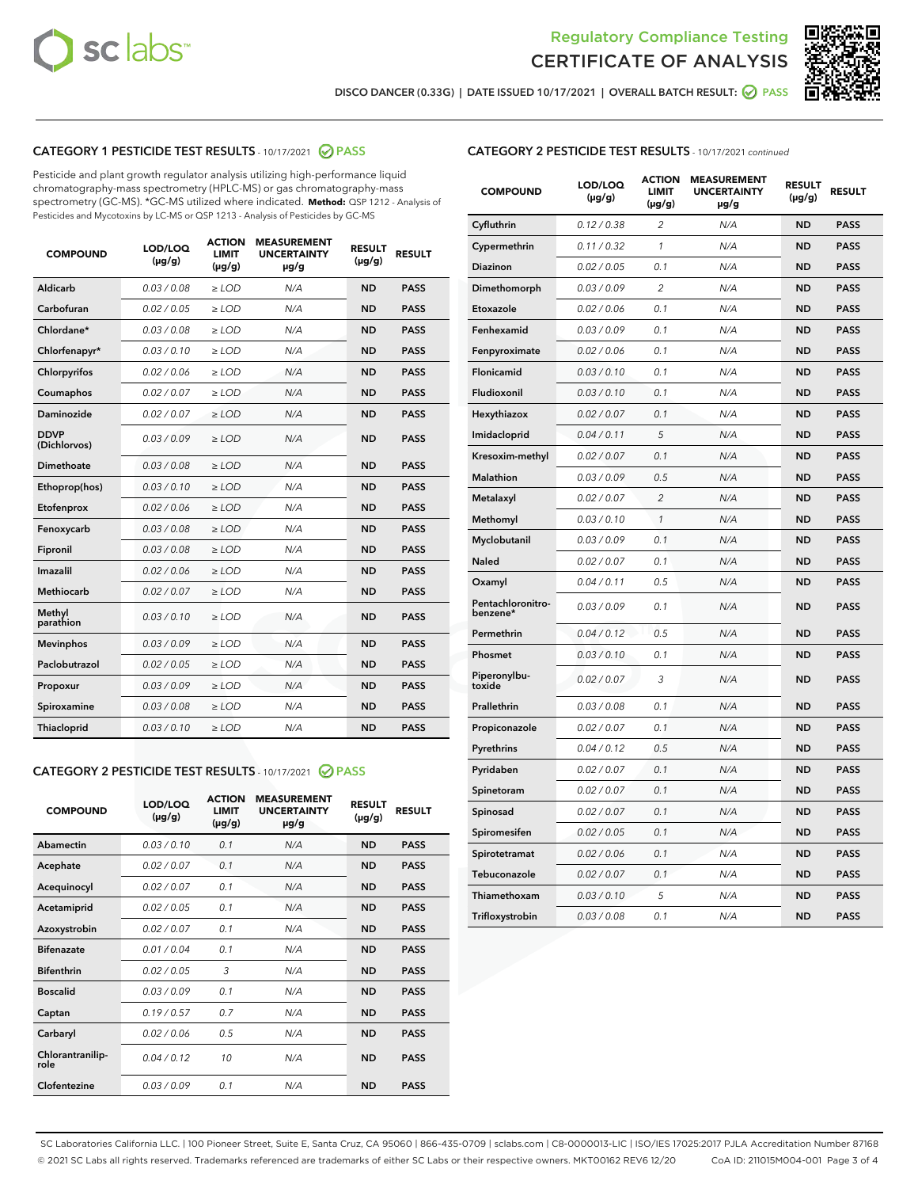DISCO DANCER (0.33G) | DATE ISSUED 10/17/2021 | OVERALL BATCH RESULT: PASS

## CATEGORY 1 PESTICIDE TEST RESULTS - 10/17/2021 PASS

Pesticide and plant growth regulator analysis utilizing high-performance liquid chromatography-mass spectrometry (HPLC-MS) or gas chromatography-mass spectrometry (GC-MS). *GC-MS utilized where indicated. **Method:** QSP 1212 - Analysis of Pesticides and Mycotoxins by LC-MS or QSP 1213 - Analysis of Pesticides by GC-MS

| COMPOUND | LOD/LOQ (µg/g) | ACTION LIMIT (µg/g) | MEASUREMENT UNCERTAINTY µg/g | RESULT (µg/g) | RESULT |
|---|---|---|---|---|---|
| Aldicarb | 0.03 / 0.08 | ≥ LOD | N/A | ND | PASS |
| Carbofuran | 0.02 / 0.05 | ≥ LOD | N/A | ND | PASS |
| Chlordane* | 0.03 / 0.08 | ≥ LOD | N/A | ND | PASS |
| Chlorfenapyr* | 0.03 / 0.10 | ≥ LOD | N/A | ND | PASS |
| Chlorpyrifos | 0.02 / 0.06 | ≥ LOD | N/A | ND | PASS |
| Coumaphos | 0.02 / 0.07 | ≥ LOD | N/A | ND | PASS |
| Daminozide | 0.02 / 0.07 | ≥ LOD | N/A | ND | PASS |
| DDVP (Dichlorvos) | 0.03 / 0.09 | ≥ LOD | N/A | ND | PASS |
| Dimethoate | 0.03 / 0.08 | ≥ LOD | N/A | ND | PASS |
| Ethoprop(hos) | 0.03 / 0.10 | ≥ LOD | N/A | ND | PASS |
| Etofenprox | 0.02 / 0.06 | ≥ LOD | N/A | ND | PASS |
| Fenoxycarb | 0.03 / 0.08 | ≥ LOD | N/A | ND | PASS |
| Fipronil | 0.03 / 0.08 | ≥ LOD | N/A | ND | PASS |
| Imazalil | 0.02 / 0.06 | ≥ LOD | N/A | ND | PASS |
| Methiocarb | 0.02 / 0.07 | ≥ LOD | N/A | ND | PASS |
| Methyl parathion | 0.03 / 0.10 | ≥ LOD | N/A | ND | PASS |
| Mevinphos | 0.03 / 0.09 | ≥ LOD | N/A | ND | PASS |
| Paclobutrazol | 0.02 / 0.05 | ≥ LOD | N/A | ND | PASS |
| Propoxur | 0.03 / 0.09 | ≥ LOD | N/A | ND | PASS |
| Spiroxamine | 0.03 / 0.08 | ≥ LOD | N/A | ND | PASS |
| Thiacloprid | 0.03 / 0.10 | ≥ LOD | N/A | ND | PASS |

## CATEGORY 2 PESTICIDE TEST RESULTS - 10/17/2021 PASS

| COMPOUND | LOD/LOQ (µg/g) | ACTION LIMIT (µg/g) | MEASUREMENT UNCERTAINTY µg/g | RESULT (µg/g) | RESULT |
|---|---|---|---|---|---|
| Abamectin | 0.03 / 0.10 | 0.1 | N/A | ND | PASS |
| Acephate | 0.02 / 0.07 | 0.1 | N/A | ND | PASS |
| Acequinocyl | 0.02 / 0.07 | 0.1 | N/A | ND | PASS |
| Acetamiprid | 0.02 / 0.05 | 0.1 | N/A | ND | PASS |
| Azoxystrobin | 0.02 / 0.07 | 0.1 | N/A | ND | PASS |
| Bifenazate | 0.01 / 0.04 | 0.1 | N/A | ND | PASS |
| Bifenthrin | 0.02 / 0.05 | 3 | N/A | ND | PASS |
| Boscalid | 0.03 / 0.09 | 0.1 | N/A | ND | PASS |
| Captan | 0.19 / 0.57 | 0.7 | N/A | ND | PASS |
| Carbaryl | 0.02 / 0.06 | 0.5 | N/A | ND | PASS |
| Chlorantraniliprole | 0.04 / 0.12 | 10 | N/A | ND | PASS |
| Clofentezine | 0.03 / 0.09 | 0.1 | N/A | ND | PASS |
| Cyfluthrin | 0.12 / 0.38 | 2 | N/A | ND | PASS |
| Cypermethrin | 0.11 / 0.32 | 1 | N/A | ND | PASS |
| Diazinon | 0.02 / 0.05 | 0.1 | N/A | ND | PASS |
| Dimethomorph | 0.03 / 0.09 | 2 | N/A | ND | PASS |
| Etoxazole | 0.02 / 0.06 | 0.1 | N/A | ND | PASS |
| Fenhexamid | 0.03 / 0.09 | 0.1 | N/A | ND | PASS |
| Fenpyroximate | 0.02 / 0.06 | 0.1 | N/A | ND | PASS |
| Flonicamid | 0.03 / 0.10 | 0.1 | N/A | ND | PASS |
| Fludioxonil | 0.03 / 0.10 | 0.1 | N/A | ND | PASS |
| Hexythiazox | 0.02 / 0.07 | 0.1 | N/A | ND | PASS |
| Imidacloprid | 0.04 / 0.11 | 5 | N/A | ND | PASS |
| Kresoxim-methyl | 0.02 / 0.07 | 0.1 | N/A | ND | PASS |
| Malathion | 0.03 / 0.09 | 0.5 | N/A | ND | PASS |
| Metalaxyl | 0.02 / 0.07 | 2 | N/A | ND | PASS |
| Methomyl | 0.03 / 0.10 | 1 | N/A | ND | PASS |
| Myclobutanil | 0.03 / 0.09 | 0.1 | N/A | ND | PASS |
| Naled | 0.02 / 0.07 | 0.1 | N/A | ND | PASS |
| Oxamyl | 0.04 / 0.11 | 0.5 | N/A | ND | PASS |
| Pentachloronitrobenzene* | 0.03 / 0.09 | 0.1 | N/A | ND | PASS |
| Permethrin | 0.04 / 0.12 | 0.5 | N/A | ND | PASS |
| Phosmet | 0.03 / 0.10 | 0.1 | N/A | ND | PASS |
| Piperonylbutoxide | 0.02 / 0.07 | 3 | N/A | ND | PASS |
| Prallethrin | 0.03 / 0.08 | 0.1 | N/A | ND | PASS |
| Propiconazole | 0.02 / 0.07 | 0.1 | N/A | ND | PASS |
| Pyrethrins | 0.04 / 0.12 | 0.5 | N/A | ND | PASS |
| Pyridaben | 0.02 / 0.07 | 0.1 | N/A | ND | PASS |
| Spinetoram | 0.02 / 0.07 | 0.1 | N/A | ND | PASS |
| Spinosad | 0.02 / 0.07 | 0.1 | N/A | ND | PASS |
| Spiromesifen | 0.02 / 0.05 | 0.1 | N/A | ND | PASS |
| Spirotetramat | 0.02 / 0.06 | 0.1 | N/A | ND | PASS |
| Tebuconazole | 0.02 / 0.07 | 0.1 | N/A | ND | PASS |
| Thiamethoxam | 0.03 / 0.10 | 5 | N/A | ND | PASS |
| Trifloxystrobin | 0.03 / 0.08 | 0.1 | N/A | ND | PASS |

SC Laboratories California LLC. | 100 Pioneer Street, Suite E, Santa Cruz, CA 95060 | 866-435-0709 | sclabs.com | C8-0000013-LIC | ISO/IES 17025:2017 PJLA Accreditation Number 87168
© 2021 SC Labs all rights reserved. Trademarks referenced are trademarks of either SC Labs or their respective owners. MKT00162 REV6 12/20 CoA ID: 211015M004-001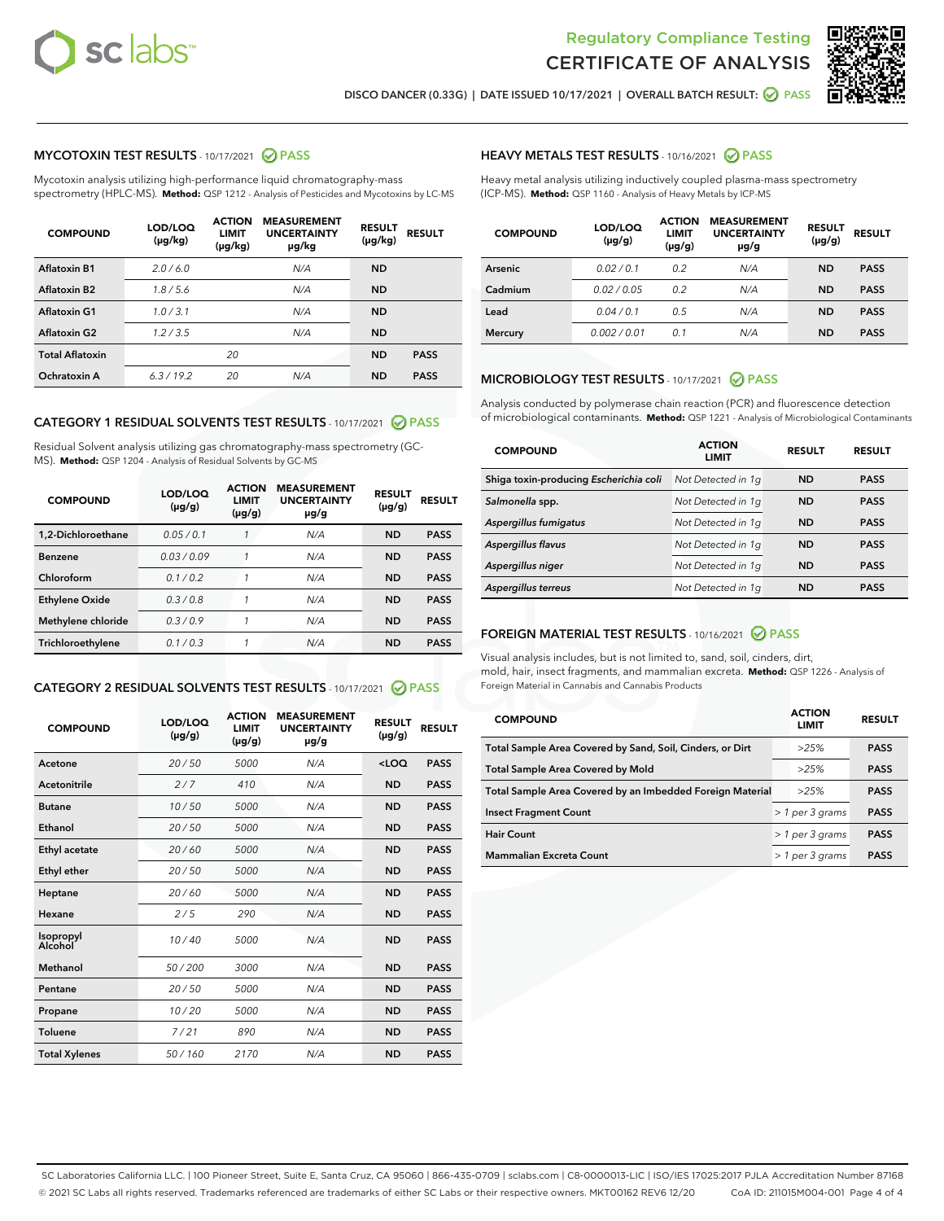Regulatory Compliance Testing
CERTIFICATE OF ANALYSIS

DISCO DANCER (0.33G) | DATE ISSUED 10/17/2021 | OVERALL BATCH RESULT: PASS

## MYCOTOXIN TEST RESULTS - 10/17/2021 PASS

Mycotoxin analysis utilizing high-performance liquid chromatography-mass spectrometry (HPLC-MS). **Method:** QSP 1212 - Analysis of Pesticides and Mycotoxins by LC-MS

| COMPOUND | LOD/LOQ (μg/kg) | ACTION LIMIT (μg/kg) | MEASUREMENT UNCERTAINTY μg/kg | RESULT (μg/kg) | RESULT |
|---|---|---|---|---|---|
| Aflatoxin B1 | 2.0 / 6.0 | | N/A | ND | |
| Aflatoxin B2 | 1.8 / 5.6 | | N/A | ND | |
| Aflatoxin G1 | 1.0 / 3.1 | | N/A | ND | |
| Aflatoxin G2 | 1.2 / 3.5 | | N/A | ND | |
| Total Aflatoxin | | 20 | | ND | PASS |
| Ochratoxin A | 6.3 / 19.2 | 20 | N/A | ND | PASS |

## CATEGORY 1 RESIDUAL SOLVENTS TEST RESULTS - 10/17/2021 PASS

Residual Solvent analysis utilizing gas chromatography-mass spectrometry (GC-MS). **Method:** QSP 1204 - Analysis of Residual Solvents by GC-MS

| COMPOUND | LOD/LOQ (μg/g) | ACTION LIMIT (μg/g) | MEASUREMENT UNCERTAINTY μg/g | RESULT (μg/g) | RESULT |
|---|---|---|---|---|---|
| 1,2-Dichloroethane | 0.05 / 0.1 | 1 | N/A | ND | PASS |
| Benzene | 0.03 / 0.09 | 1 | N/A | ND | PASS |
| Chloroform | 0.1 / 0.2 | 1 | N/A | ND | PASS |
| Ethylene Oxide | 0.3 / 0.8 | 1 | N/A | ND | PASS |
| Methylene chloride | 0.3 / 0.9 | 1 | N/A | ND | PASS |
| Trichloroethylene | 0.1 / 0.3 | 1 | N/A | ND | PASS |

## CATEGORY 2 RESIDUAL SOLVENTS TEST RESULTS - 10/17/2021 PASS

| COMPOUND | LOD/LOQ (μg/g) | ACTION LIMIT (μg/g) | MEASUREMENT UNCERTAINTY μg/g | RESULT (μg/g) | RESULT |
|---|---|---|---|---|---|
| Acetone | 20 / 50 | 5000 | N/A | <LOQ | PASS |
| Acetonitrile | 2 / 7 | 410 | N/A | ND | PASS |
| Butane | 10 / 50 | 5000 | N/A | ND | PASS |
| Ethanol | 20 / 50 | 5000 | N/A | ND | PASS |
| Ethyl acetate | 20 / 60 | 5000 | N/A | ND | PASS |
| Ethyl ether | 20 / 50 | 5000 | N/A | ND | PASS |
| Heptane | 20 / 60 | 5000 | N/A | ND | PASS |
| Hexane | 2 / 5 | 290 | N/A | ND | PASS |
| Isopropyl Alcohol | 10 / 40 | 5000 | N/A | ND | PASS |
| Methanol | 50 / 200 | 3000 | N/A | ND | PASS |
| Pentane | 20 / 50 | 5000 | N/A | ND | PASS |
| Propane | 10 / 20 | 5000 | N/A | ND | PASS |
| Toluene | 7 / 21 | 890 | N/A | ND | PASS |
| Total Xylenes | 50 / 160 | 2170 | N/A | ND | PASS |

## HEAVY METALS TEST RESULTS - 10/16/2021 PASS

Heavy metal analysis utilizing inductively coupled plasma-mass spectrometry (ICP-MS). **Method:** QSP 1160 - Analysis of Heavy Metals by ICP-MS

| COMPOUND | LOD/LOQ (μg/g) | ACTION LIMIT (μg/g) | MEASUREMENT UNCERTAINTY μg/g | RESULT (μg/g) | RESULT |
|---|---|---|---|---|---|
| Arsenic | 0.02 / 0.1 | 0.2 | N/A | ND | PASS |
| Cadmium | 0.02 / 0.05 | 0.2 | N/A | ND | PASS |
| Lead | 0.04 / 0.1 | 0.5 | N/A | ND | PASS |
| Mercury | 0.002 / 0.01 | 0.1 | N/A | ND | PASS |

## MICROBIOLOGY TEST RESULTS - 10/17/2021 PASS

Analysis conducted by polymerase chain reaction (PCR) and fluorescence detection of microbiological contaminants. **Method:** QSP 1221 - Analysis of Microbiological Contaminants

| COMPOUND | ACTION LIMIT | RESULT | RESULT |
|---|---|---|---|
| Shiga toxin-producing *Escherichia coli* | Not Detected in 1g | ND | PASS |
| *Salmonella* spp. | Not Detected in 1g | ND | PASS |
| *Aspergillus fumigatus* | Not Detected in 1g | ND | PASS |
| *Aspergillus flavus* | Not Detected in 1g | ND | PASS |
| *Aspergillus niger* | Not Detected in 1g | ND | PASS |
| *Aspergillus terreus* | Not Detected in 1g | ND | PASS |

## FOREIGN MATERIAL TEST RESULTS - 10/16/2021 PASS

Visual analysis includes, but is not limited to, sand, soil, cinders, dirt, mold, hair, insect fragments, and mammalian excreta. **Method:** QSP 1226 - Analysis of Foreign Material in Cannabis and Cannabis Products

| COMPOUND | ACTION LIMIT | RESULT |
|---|---|---|
| Total Sample Area Covered by Sand, Soil, Cinders, or Dirt | >25% | PASS |
| Total Sample Area Covered by Mold | >25% | PASS |
| Total Sample Area Covered by an Imbedded Foreign Material | >25% | PASS |
| Insect Fragment Count | > 1 per 3 grams | PASS |
| Hair Count | > 1 per 3 grams | PASS |
| Mammalian Excreta Count | > 1 per 3 grams | PASS |

SC Laboratories California LLC. | 100 Pioneer Street, Suite E, Santa Cruz, CA 95060 | 866-435-0709 | sclabs.com | C8-0000013-LIC | ISO/IES 17025:2017 PJLA Accreditation Number 87168
© 2021 SC Labs all rights reserved. Trademarks referenced are trademarks of either SC Labs or their respective owners. MKT00162 REV6 12/20 CoA ID: 211015M004-001